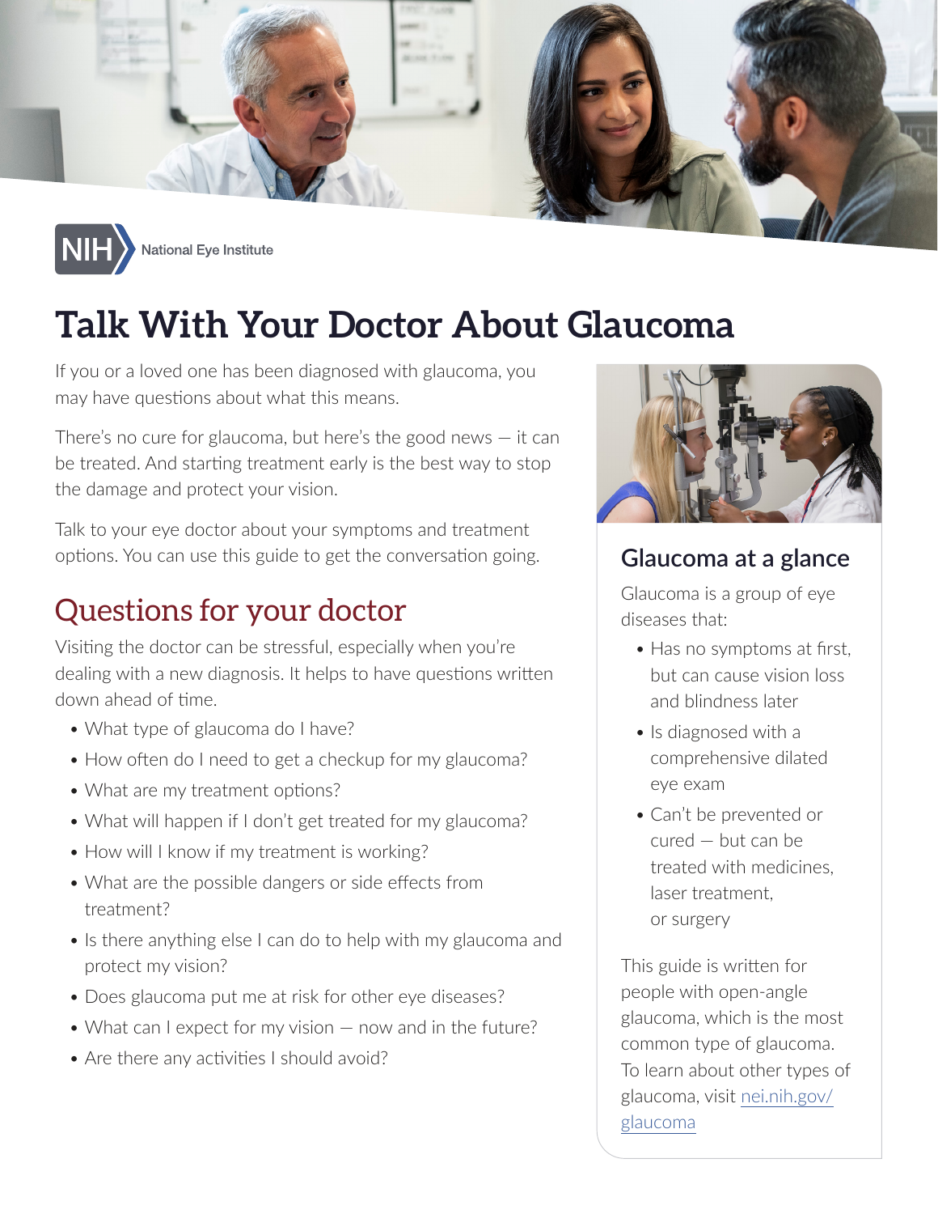NIH National Eye Institute

# Talk With Your Doctor About Glaucoma

If you or a loved one has been diagnosed with glaucoma, you may have questions about what this means.

There's no cure for glaucoma, but here's the good news — it can be treated. And starting treatment early is the best way to stop the damage and protect your vision.

Talk to your eye doctor about your symptoms and treatment options. You can use this guide to get the conversation going.

## Questions for your doctor

Visiting the doctor can be stressful, especially when you're dealing with a new diagnosis. It helps to have questions written down ahead of time.

- What type of glaucoma do I have?
- How often do I need to get a checkup for my glaucoma?
- What are my treatment options?
- What will happen if I don't get treated for my glaucoma?
- How will I know if my treatment is working?
- What are the possible dangers or side effects from treatment?
- Is there anything else I can do to help with my glaucoma and protect my vision?
- Does glaucoma put me at risk for other eye diseases?
- What can I expect for my vision — now and in the future?
- Are there any activities I should avoid?

## Glaucoma at a glance

Glaucoma is a group of eye diseases that:

- Has no symptoms at first, but can cause vision loss and blindness later
- Is diagnosed with a comprehensive dilated eye exam
- Can't be prevented or cured — but can be treated with medicines, laser treatment, or surgery

This guide is written for people with open-angle glaucoma, which is the most common type of glaucoma. To learn about other types of glaucoma, visit nei.nih.gov/glaucoma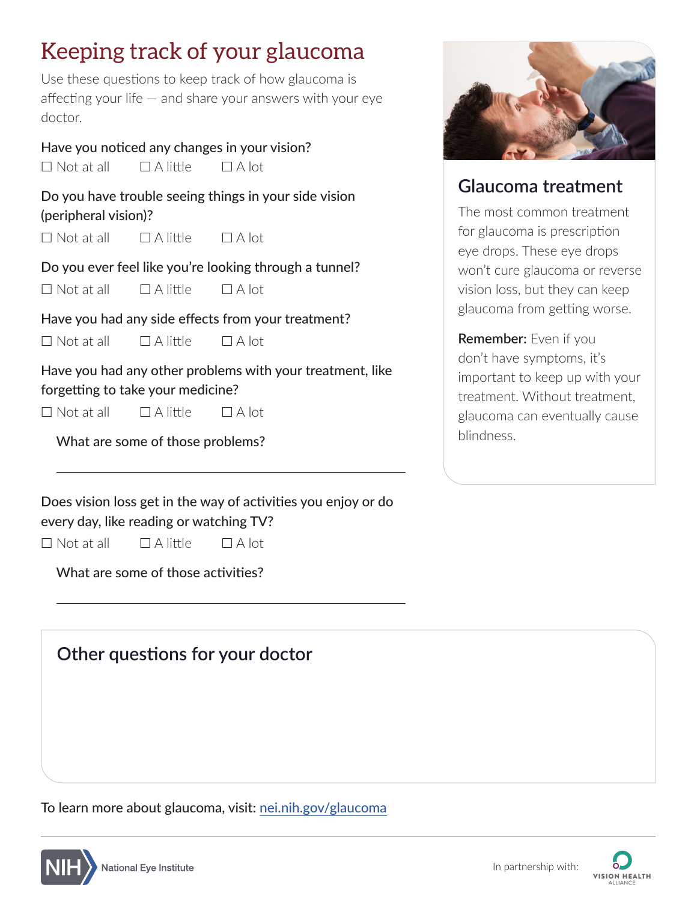# Keeping track of your glaucoma

Use these questions to keep track of how glaucoma is affecting your life — and share your answers with your eye doctor.

Have you noticed any changes in your vision?

☐ Not at all ☐ A little ☐ A lot

Do you have trouble seeing things in your side vision (peripheral vision)?

☐ Not at all ☐ A little ☐ A lot

Do you ever feel like you're looking through a tunnel?

☐ Not at all ☐ A little ☐ A lot

Have you had any side effects from your treatment?

☐ Not at all ☐ A little ☐ A lot

Have you had any other problems with your treatment, like forgetting to take your medicine?

☐ Not at all ☐ A little ☐ A lot

What are some of those problems?

___________________________________________

Does vision loss get in the way of activities you enjoy or do every day, like reading or watching TV?

☐ Not at all ☐ A little ☐ A lot

What are some of those activities?

___________________________________________

## Glaucoma treatment

The most common treatment for glaucoma is prescription eye drops. These eye drops won't cure glaucoma or reverse vision loss, but they can keep glaucoma from getting worse.

**Remember:** Even if you don't have symptoms, it's important to keep up with your treatment. Without treatment, glaucoma can eventually cause blindness.

## Other questions for your doctor

To learn more about glaucoma, visit: nei.nih.gov/glaucoma

NIH National Eye Institute

In partnership with: VISION HEALTH ALLIANCE